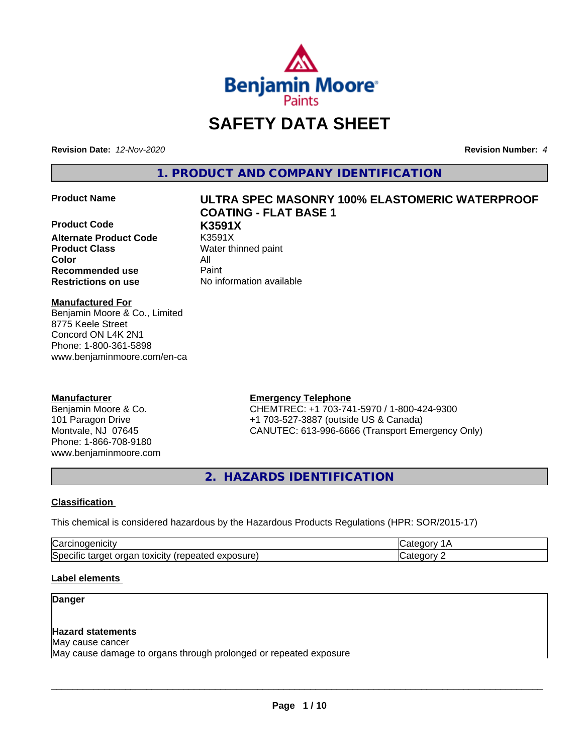# SAFETY DATA SHEET

**Revision Date:** *12-Nov-2020* **Revision Number:** *4*

## 1. PRODUCT AND COMPANY IDENTIFICATION

| | |
|---|---|
| **Product Name** | **ULTRA SPEC MASONRY 100% ELASTOMERIC WATERPROOF COATING - FLAT BASE 1** |
| **Product Code** | **K3591X** |
| **Alternate Product Code** | K3591X |
| **Product Class** | Water thinned paint |
| **Color** | All |
| **Recommended use** | Paint |
| **Restrictions on use** | No information available |

**Manufactured For**
Benjamin Moore & Co., Limited
8775 Keele Street
Concord ON L4K 2N1
Phone: 1-800-361-5898
www.benjaminmoore.com/en-ca

**Manufacturer**
Benjamin Moore & Co.
101 Paragon Drive
Montvale, NJ 07645
Phone: 1-866-708-9180
www.benjaminmoore.com

**Emergency Telephone**
CHEMTREC: +1 703-741-5970 / 1-800-424-9300
+1 703-527-3887 (outside US & Canada)
CANUTEC: 613-996-6666 (Transport Emergency Only)

## 2. HAZARDS IDENTIFICATION

**Classification**

This chemical is considered hazardous by the Hazardous Products Regulations (HPR: SOR/2015-17)

| | |
|---|---|
| Carcinogenicity | Category 1A |
| Specific target organ toxicity (repeated exposure) | Category 2 |

**Label elements**

**Danger**

**Hazard statements**
May cause cancer
May cause damage to organs through prolonged or repeated exposure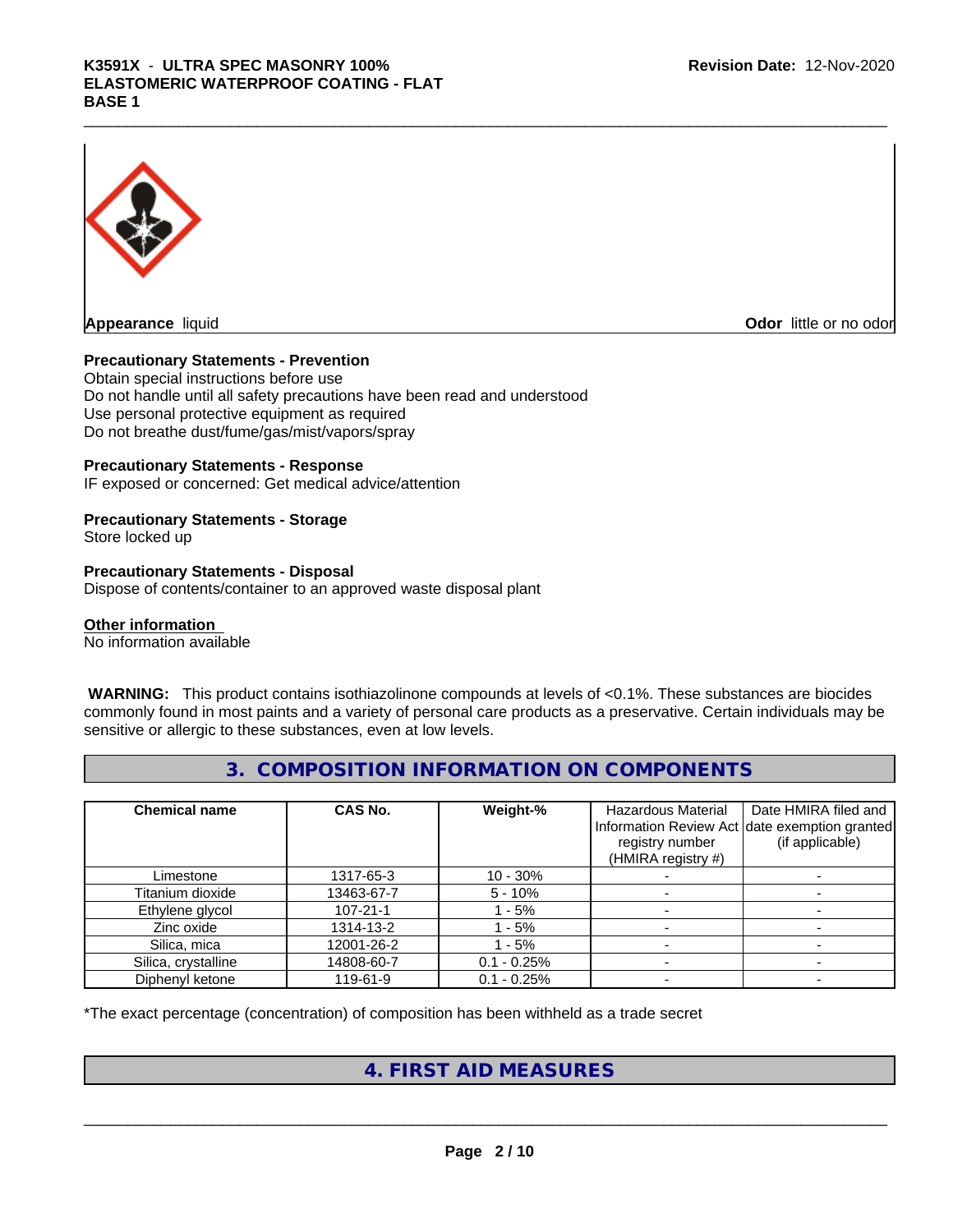**Appearance** liquid

**Odor** little or no odor

**Precautionary Statements - Prevention**

Obtain special instructions before use
Do not handle until all safety precautions have been read and understood
Use personal protective equipment as required
Do not breathe dust/fume/gas/mist/vapors/spray

**Precautionary Statements - Response**

IF exposed or concerned: Get medical advice/attention

**Precautionary Statements - Storage**

Store locked up

**Precautionary Statements - Disposal**

Dispose of contents/container to an approved waste disposal plant

**Other information**

No information available

**WARNING:** This product contains isothiazolinone compounds at levels of <0.1%. These substances are biocides commonly found in most paints and a variety of personal care products as a preservative. Certain individuals may be sensitive or allergic to these substances, even at low levels.

## 3. COMPOSITION INFORMATION ON COMPONENTS

| Chemical name | CAS No. | Weight-% | Hazardous Material Information Review Act registry number (HMIRA registry #) | Date HMIRA filed and date exemption granted (if applicable) |
|---|---|---|---|---|
| Limestone | 1317-65-3 | 10 - 30% | - | - |
| Titanium dioxide | 13463-67-7 | 5 - 10% | - | - |
| Ethylene glycol | 107-21-1 | 1 - 5% | - | - |
| Zinc oxide | 1314-13-2 | 1 - 5% | - | - |
| Silica, mica | 12001-26-2 | 1 - 5% | - | - |
| Silica, crystalline | 14808-60-7 | 0.1 - 0.25% | - | - |
| Diphenyl ketone | 119-61-9 | 0.1 - 0.25% | - | - |

*The exact percentage (concentration) of composition has been withheld as a trade secret

## 4. FIRST AID MEASURES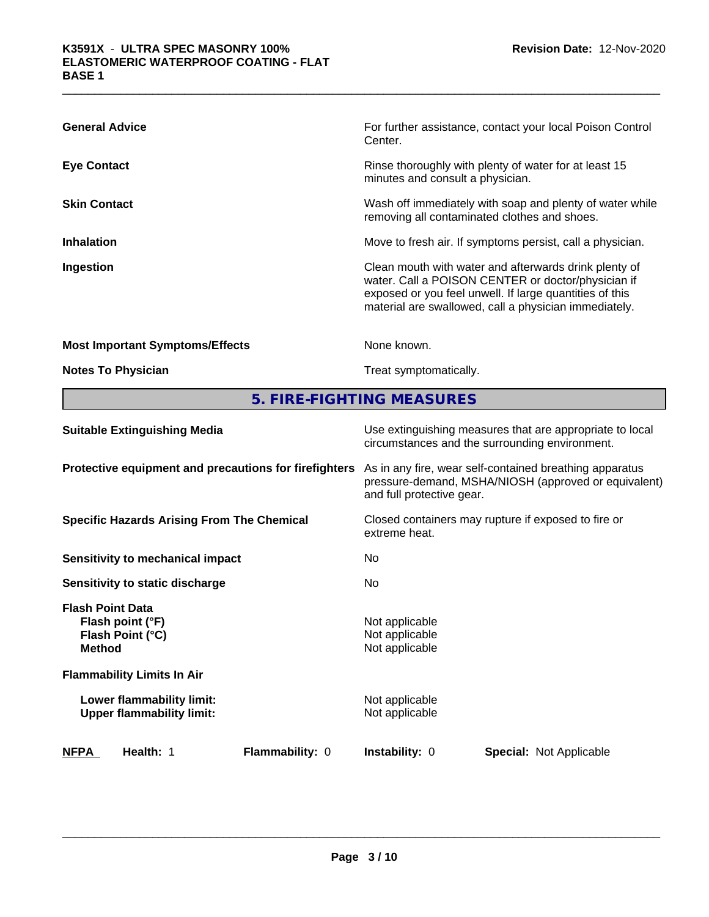| | |
|---|---|
| **General Advice** | For further assistance, contact your local Poison Control Center. |
| **Eye Contact** | Rinse thoroughly with plenty of water for at least 15 minutes and consult a physician. |
| **Skin Contact** | Wash off immediately with soap and plenty of water while removing all contaminated clothes and shoes. |
| **Inhalation** | Move to fresh air. If symptoms persist, call a physician. |
| **Ingestion** | Clean mouth with water and afterwards drink plenty of water. Call a POISON CENTER or doctor/physician if exposed or you feel unwell. If large quantities of this material are swallowed, call a physician immediately. |
| **Most Important Symptoms/Effects** | None known. |
| **Notes To Physician** | Treat symptomatically. |

## 5. FIRE-FIGHTING MEASURES

| | |
|---|---|
| **Suitable Extinguishing Media** | Use extinguishing measures that are appropriate to local circumstances and the surrounding environment. |
| **Protective equipment and precautions for firefighters** | As in any fire, wear self-contained breathing apparatus pressure-demand, MSHA/NIOSH (approved or equivalent) and full protective gear. |
| **Specific Hazards Arising From The Chemical** | Closed containers may rupture if exposed to fire or extreme heat. |
| **Sensitivity to mechanical impact** | No |
| **Sensitivity to static discharge** | No |

**Flash Point Data**

| | |
|---|---|
| **Flash point (°F)** | Not applicable |
| **Flash Point (°C)** | Not applicable |
| **Method** | Not applicable |

**Flammability Limits In Air**

| | |
|---|---|
| **Lower flammability limit:** | Not applicable |
| **Upper flammability limit:** | Not applicable |

| **NFPA** | **Health:** 1 | **Flammability:** 0 | **Instability:** 0 | **Special:** Not Applicable |
|---|---|---|---|---|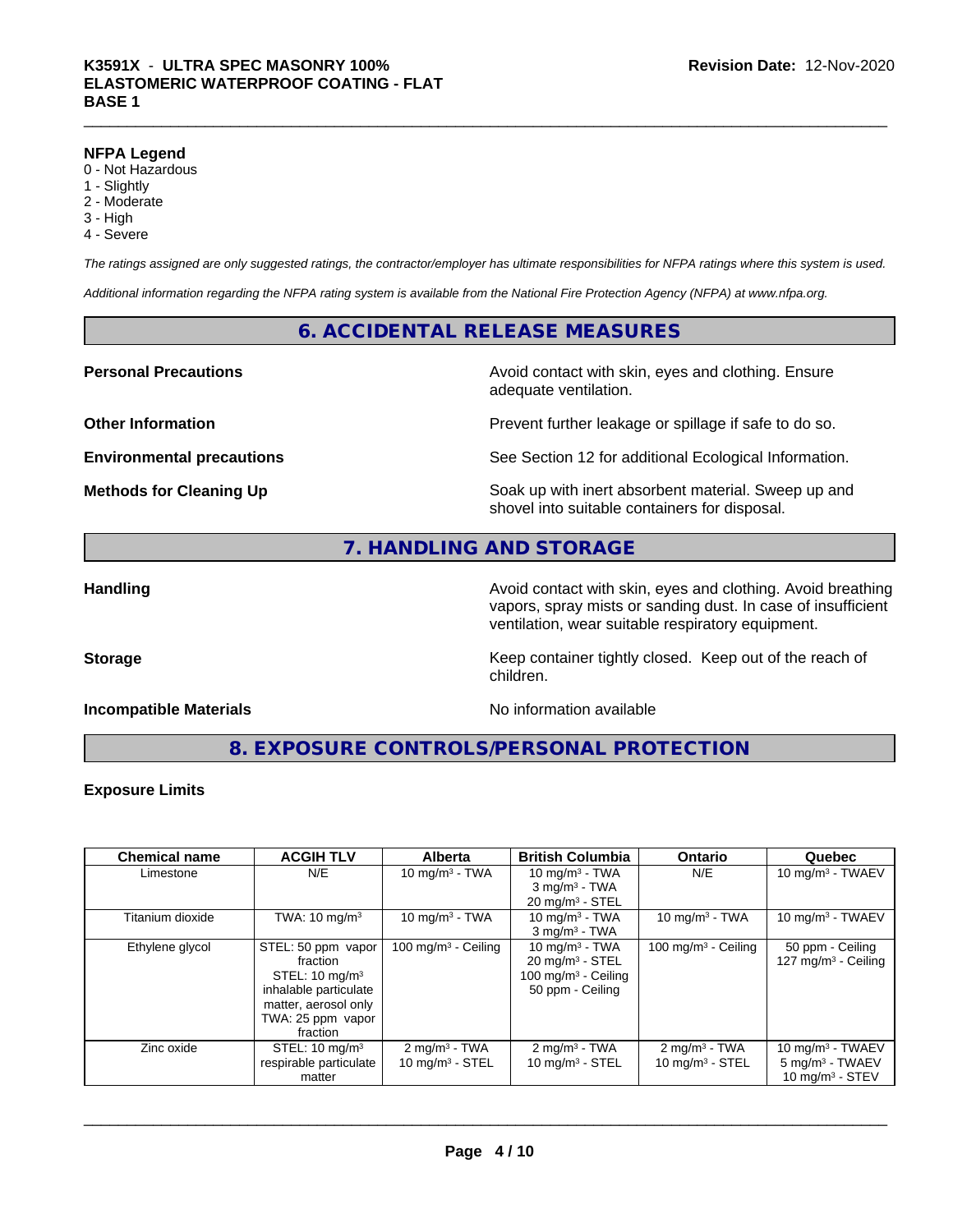**NFPA Legend**

0 - Not Hazardous
1 - Slightly
2 - Moderate
3 - High
4 - Severe

*The ratings assigned are only suggested ratings, the contractor/employer has ultimate responsibilities for NFPA ratings where this system is used.*

*Additional information regarding the NFPA rating system is available from the National Fire Protection Agency (NFPA) at www.nfpa.org.*

## 6. ACCIDENTAL RELEASE MEASURES

**Personal Precautions** Avoid contact with skin, eyes and clothing. Ensure adequate ventilation.

**Other Information** Prevent further leakage or spillage if safe to do so.

**Environmental precautions** See Section 12 for additional Ecological Information.

**Methods for Cleaning Up** Soak up with inert absorbent material. Sweep up and shovel into suitable containers for disposal.

## 7. HANDLING AND STORAGE

**Handling** Avoid contact with skin, eyes and clothing. Avoid breathing vapors, spray mists or sanding dust. In case of insufficient ventilation, wear suitable respiratory equipment.

**Storage** Keep container tightly closed. Keep out of the reach of children.

**Incompatible Materials** No information available

## 8. EXPOSURE CONTROLS/PERSONAL PROTECTION

**Exposure Limits**

| Chemical name | ACGIH TLV | Alberta | British Columbia | Ontario | Quebec |
|---|---|---|---|---|---|
| Limestone | N/E | 10 mg/m³ - TWA | 10 mg/m³ - TWA<br>3 mg/m³ - TWA<br>20 mg/m³ - STEL | N/E | 10 mg/m³ - TWAEV |
| Titanium dioxide | TWA: 10 mg/m³ | 10 mg/m³ - TWA | 10 mg/m³ - TWA<br>3 mg/m³ - TWA | 10 mg/m³ - TWA | 10 mg/m³ - TWAEV |
| Ethylene glycol | STEL: 50 ppm vapor fraction<br>STEL: 10 mg/m³ inhalable particulate matter, aerosol only<br>TWA: 25 ppm vapor fraction | 100 mg/m³ - Ceiling | 10 mg/m³ - TWA<br>20 mg/m³ - STEL<br>100 mg/m³ - Ceiling<br>50 ppm - Ceiling | 100 mg/m³ - Ceiling | 50 ppm - Ceiling<br>127 mg/m³ - Ceiling |
| Zinc oxide | STEL: 10 mg/m³ respirable particulate matter | 2 mg/m³ - TWA<br>10 mg/m³ - STEL | 2 mg/m³ - TWA<br>10 mg/m³ - STEL | 2 mg/m³ - TWA<br>10 mg/m³ - STEL | 10 mg/m³ - TWAEV<br>5 mg/m³ - TWAEV<br>10 mg/m³ - STEV |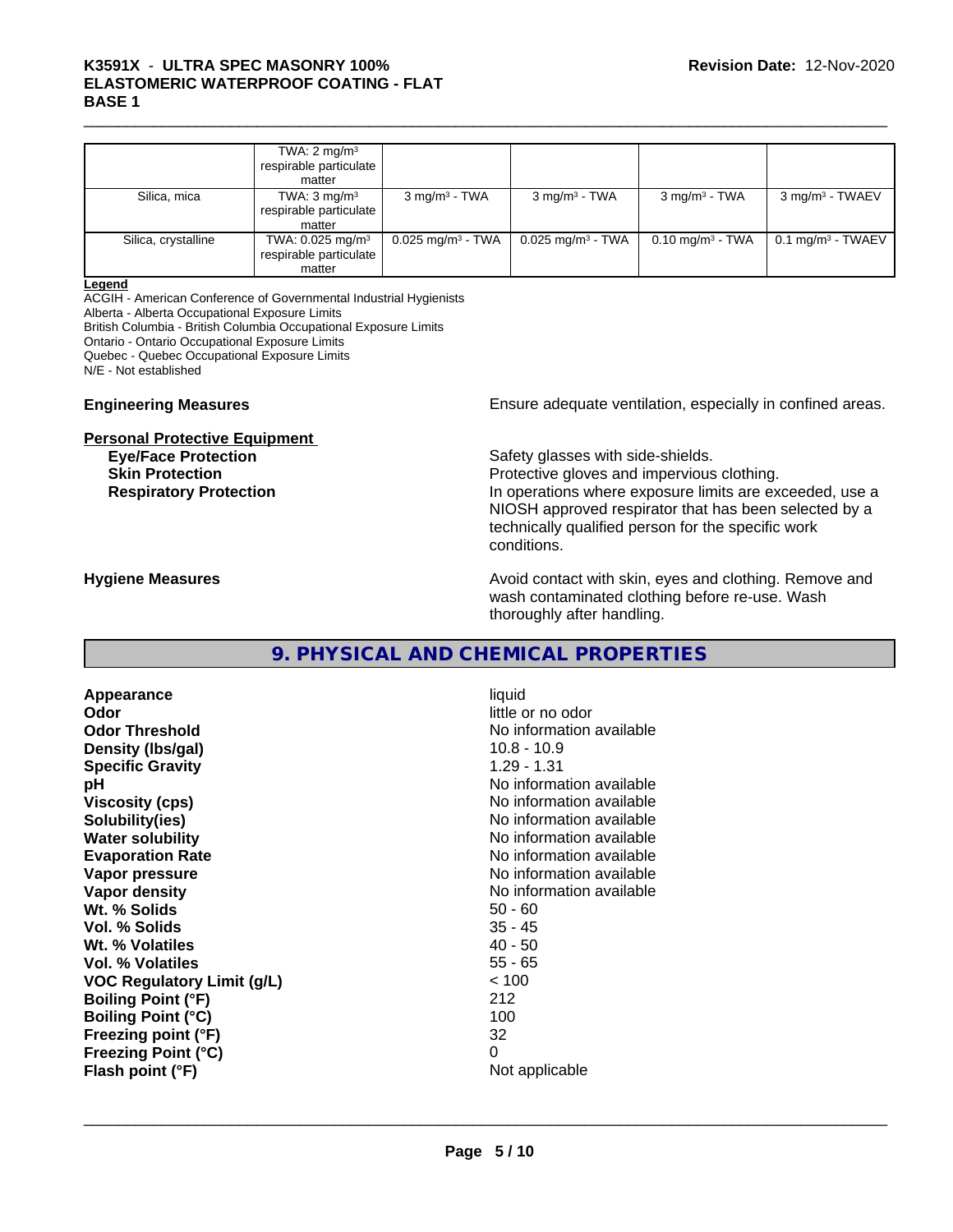| | TWA: 2 mg/m³ respirable particulate matter | | | | |
|---|---|---|---|---|---|
| Silica, mica | TWA: 3 mg/m³ respirable particulate matter | 3 mg/m³ - TWA | 3 mg/m³ - TWA | 3 mg/m³ - TWA | 3 mg/m³ - TWAEV |
| Silica, crystalline | TWA: 0.025 mg/m³ respirable particulate matter | 0.025 mg/m³ - TWA | 0.025 mg/m³ - TWA | 0.10 mg/m³ - TWA | 0.1 mg/m³ - TWAEV |

**Legend**
ACGIH - American Conference of Governmental Industrial Hygienists
Alberta - Alberta Occupational Exposure Limits
British Columbia - British Columbia Occupational Exposure Limits
Ontario - Ontario Occupational Exposure Limits
Quebec - Quebec Occupational Exposure Limits
N/E - Not established

**Engineering Measures** Ensure adequate ventilation, especially in confined areas.

**Personal Protective Equipment**

**Eye/Face Protection** Safety glasses with side-shields.

**Skin Protection** Protective gloves and impervious clothing.

**Respiratory Protection** In operations where exposure limits are exceeded, use a NIOSH approved respirator that has been selected by a technically qualified person for the specific work conditions.

**Hygiene Measures** Avoid contact with skin, eyes and clothing. Remove and wash contaminated clothing before re-use. Wash thoroughly after handling.

## 9. PHYSICAL AND CHEMICAL PROPERTIES

| | |
|---|---|
| **Appearance** | liquid |
| **Odor** | little or no odor |
| **Odor Threshold** | No information available |
| **Density (lbs/gal)** | 10.8 - 10.9 |
| **Specific Gravity** | 1.29 - 1.31 |
| **pH** | No information available |
| **Viscosity (cps)** | No information available |
| **Solubility(ies)** | No information available |
| **Water solubility** | No information available |
| **Evaporation Rate** | No information available |
| **Vapor pressure** | No information available |
| **Vapor density** | No information available |
| **Wt. % Solids** | 50 - 60 |
| **Vol. % Solids** | 35 - 45 |
| **Wt. % Volatiles** | 40 - 50 |
| **Vol. % Volatiles** | 55 - 65 |
| **VOC Regulatory Limit (g/L)** | < 100 |
| **Boiling Point (°F)** | 212 |
| **Boiling Point (°C)** | 100 |
| **Freezing point (°F)** | 32 |
| **Freezing Point (°C)** | 0 |
| **Flash point (°F)** | Not applicable |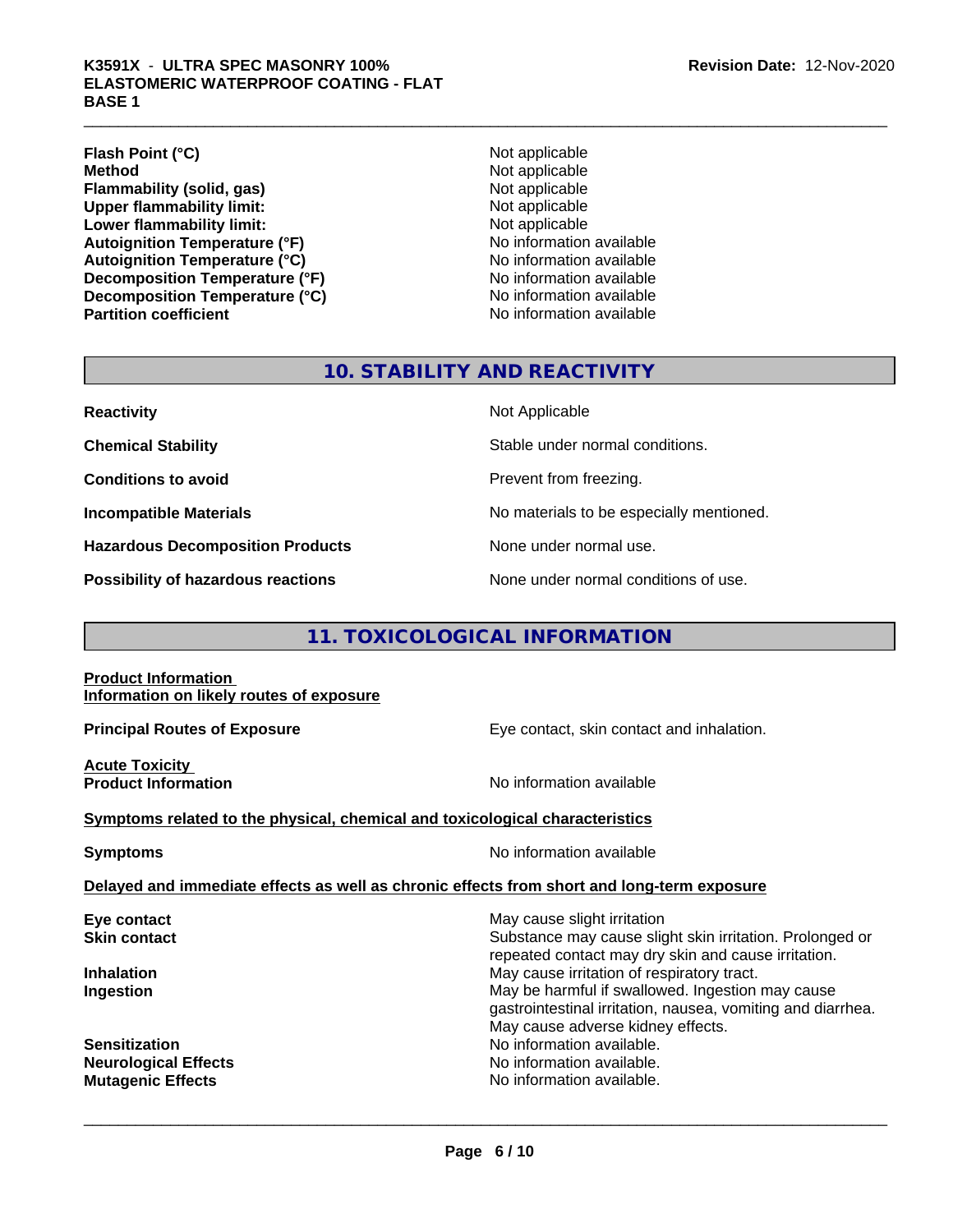| | |
|---|---|
| **Flash Point (°C)** | Not applicable |
| **Method** | Not applicable |
| **Flammability (solid, gas)** | Not applicable |
| **Upper flammability limit:** | Not applicable |
| **Lower flammability limit:** | Not applicable |
| **Autoignition Temperature (°F)** | No information available |
| **Autoignition Temperature (°C)** | No information available |
| **Decomposition Temperature (°F)** | No information available |
| **Decomposition Temperature (°C)** | No information available |
| **Partition coefficient** | No information available |

## 10. STABILITY AND REACTIVITY

| | |
|---|---|
| **Reactivity** | Not Applicable |
| **Chemical Stability** | Stable under normal conditions. |
| **Conditions to avoid** | Prevent from freezing. |
| **Incompatible Materials** | No materials to be especially mentioned. |
| **Hazardous Decomposition Products** | None under normal use. |
| **Possibility of hazardous reactions** | None under normal conditions of use. |

## 11. TOXICOLOGICAL INFORMATION

**Product Information**
**Information on likely routes of exposure**

**Principal Routes of Exposure** — Eye contact, skin contact and inhalation.

**Acute Toxicity**
**Product Information** — No information available

**Symptoms related to the physical, chemical and toxicological characteristics**

**Symptoms** — No information available

**Delayed and immediate effects as well as chronic effects from short and long-term exposure**

| | |
|---|---|
| **Eye contact** | May cause slight irritation |
| **Skin contact** | Substance may cause slight skin irritation. Prolonged or repeated contact may dry skin and cause irritation. |
| **Inhalation** | May cause irritation of respiratory tract. |
| **Ingestion** | May be harmful if swallowed. Ingestion may cause gastrointestinal irritation, nausea, vomiting and diarrhea. May cause adverse kidney effects. |
| **Sensitization** | No information available. |
| **Neurological Effects** | No information available. |
| **Mutagenic Effects** | No information available. |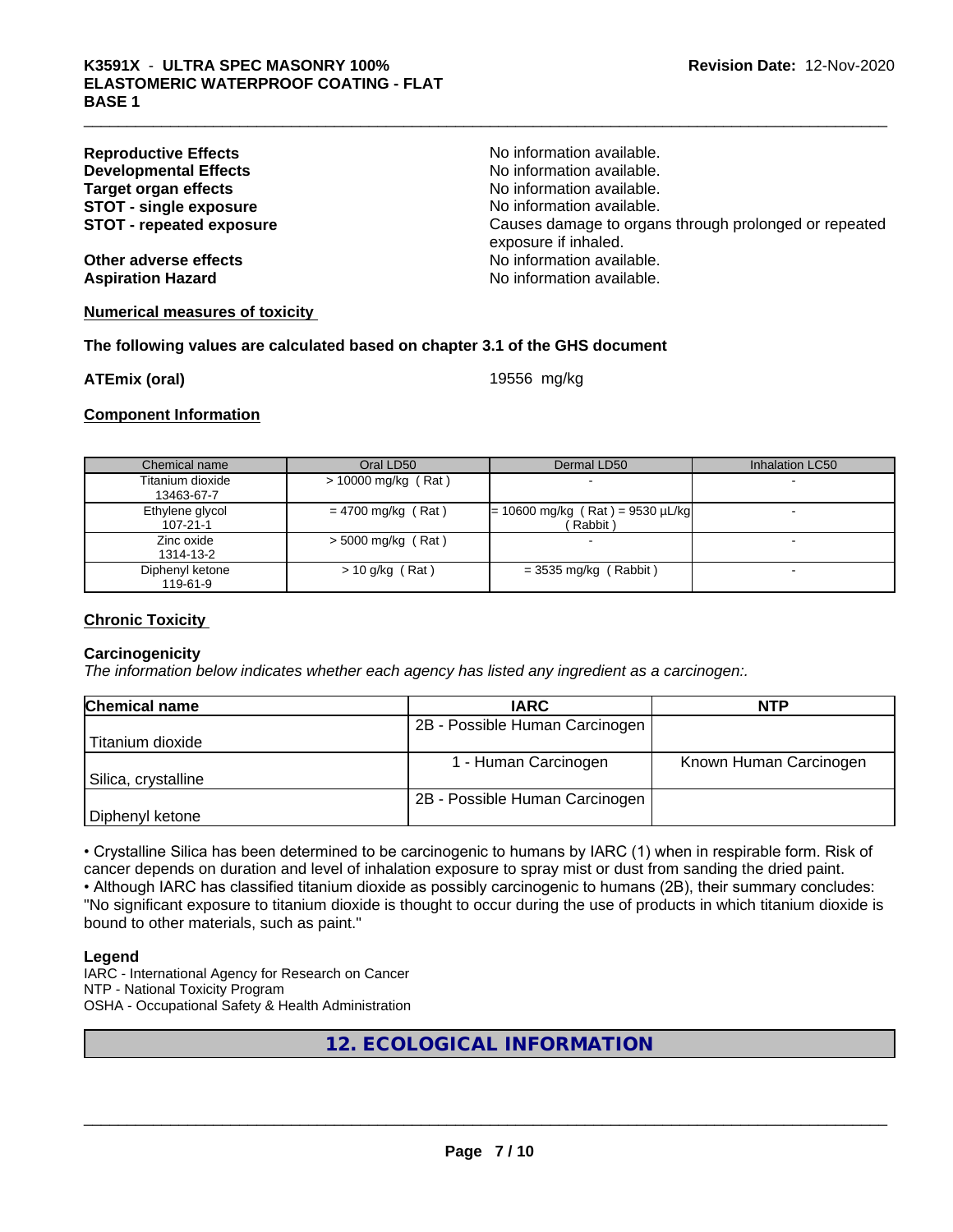**Reproductive Effects** No information available.
**Developmental Effects** No information available.
**Target organ effects** No information available.
**STOT - single exposure** No information available.
**STOT - repeated exposure** Causes damage to organs through prolonged or repeated exposure if inhaled.

**Other adverse effects** No information available.
**Aspiration Hazard** No information available.

**Numerical measures of toxicity**

**The following values are calculated based on chapter 3.1 of the GHS document**

**ATEmix (oral)** 19556 mg/kg

**Component Information**

| Chemical name | Oral LD50 | Dermal LD50 | Inhalation LC50 |
|---|---|---|---|
| Titanium dioxide 13463-67-7 | > 10000 mg/kg ( Rat ) | - | - |
| Ethylene glycol 107-21-1 | = 4700 mg/kg ( Rat ) | = 10600 mg/kg ( Rat ) = 9530 µL/kg ( Rabbit ) | - |
| Zinc oxide 1314-13-2 | > 5000 mg/kg ( Rat ) | - | - |
| Diphenyl ketone 119-61-9 | > 10 g/kg ( Rat ) | = 3535 mg/kg ( Rabbit ) | - |

**Chronic Toxicity**

**Carcinogenicity**

*The information below indicates whether each agency has listed any ingredient as a carcinogen:.*

| Chemical name | IARC | NTP |
|---|---|---|
| Titanium dioxide | 2B - Possible Human Carcinogen | |
| Silica, crystalline | 1 - Human Carcinogen | Known Human Carcinogen |
| Diphenyl ketone | 2B - Possible Human Carcinogen | |

• Crystalline Silica has been determined to be carcinogenic to humans by IARC (1) when in respirable form. Risk of cancer depends on duration and level of inhalation exposure to spray mist or dust from sanding the dried paint.
• Although IARC has classified titanium dioxide as possibly carcinogenic to humans (2B), their summary concludes: "No significant exposure to titanium dioxide is thought to occur during the use of products in which titanium dioxide is bound to other materials, such as paint."

**Legend**
IARC - International Agency for Research on Cancer
NTP - National Toxicity Program
OSHA - Occupational Safety & Health Administration

## 12. ECOLOGICAL INFORMATION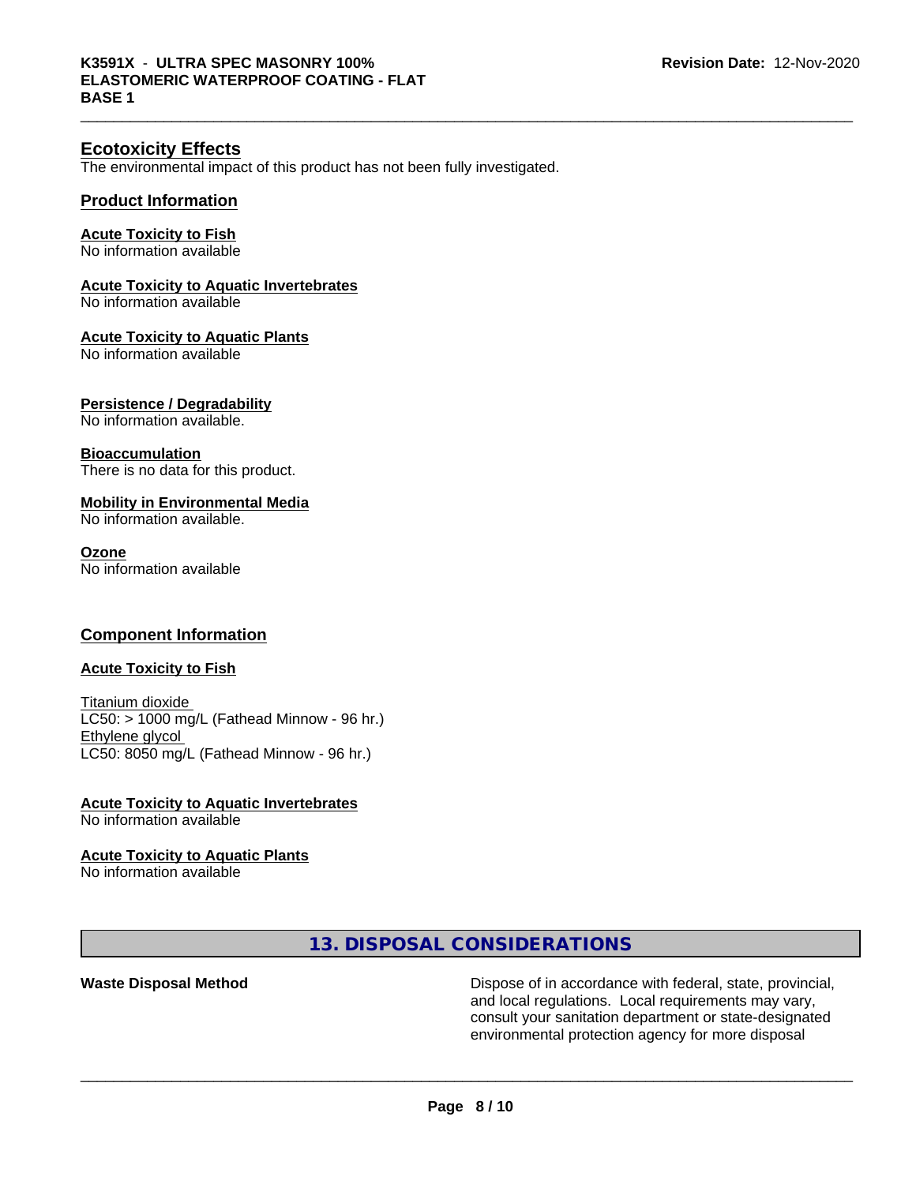## Ecotoxicity Effects

The environmental impact of this product has not been fully investigated.

### Product Information

**Acute Toxicity to Fish**
No information available

**Acute Toxicity to Aquatic Invertebrates**
No information available

**Acute Toxicity to Aquatic Plants**
No information available

**Persistence / Degradability**
No information available.

**Bioaccumulation**
There is no data for this product.

**Mobility in Environmental Media**
No information available.

**Ozone**
No information available

### Component Information

**Acute Toxicity to Fish**

Titanium dioxide
LC50: > 1000 mg/L (Fathead Minnow - 96 hr.)
Ethylene glycol
LC50: 8050 mg/L (Fathead Minnow - 96 hr.)

**Acute Toxicity to Aquatic Invertebrates**
No information available

**Acute Toxicity to Aquatic Plants**
No information available

## 13. DISPOSAL CONSIDERATIONS

**Waste Disposal Method** Dispose of in accordance with federal, state, provincial, and local regulations. Local requirements may vary, consult your sanitation department or state-designated environmental protection agency for more disposal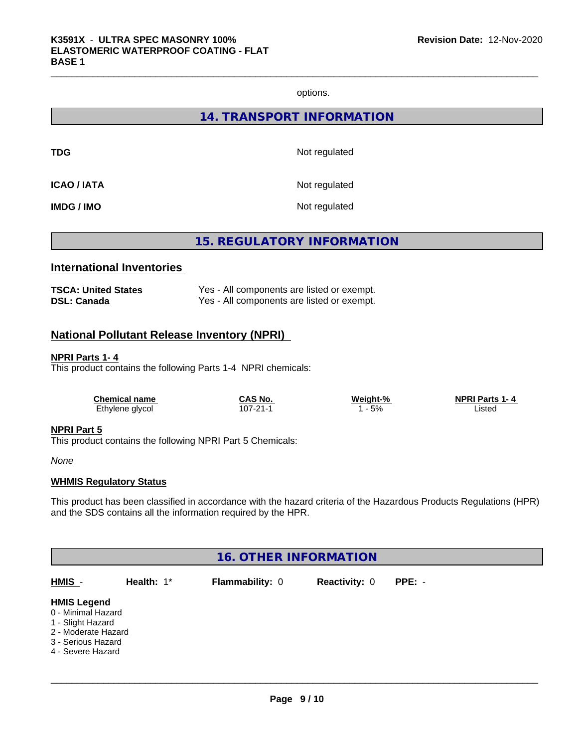options.

## 14. TRANSPORT INFORMATION

| | |
|---|---|
| **TDG** | Not regulated |
| **ICAO / IATA** | Not regulated |
| **IMDG / IMO** | Not regulated |

## 15. REGULATORY INFORMATION

### International Inventories

| | |
|---|---|
| **TSCA: United States** | Yes - All components are listed or exempt. |
| **DSL: Canada** | Yes - All components are listed or exempt. |

### National Pollutant Release Inventory (NPRI)

**NPRI Parts 1- 4**

This product contains the following Parts 1-4 NPRI chemicals:

| Chemical name | CAS No. | Weight-% | NPRI Parts 1- 4 |
|---|---|---|---|
| Ethylene glycol | 107-21-1 | 1 - 5% | Listed |

**NPRI Part 5**

This product contains the following NPRI Part 5 Chemicals:

*None*

**WHMIS Regulatory Status**

This product has been classified in accordance with the hazard criteria of the Hazardous Products Regulations (HPR) and the SDS contains all the information required by the HPR.

## 16. OTHER INFORMATION

| HMIS - | Health: 1* | Flammability: 0 | Reactivity: 0 | PPE: - |
|---|---|---|---|---|

**HMIS Legend**

0 - Minimal Hazard
1 - Slight Hazard
2 - Moderate Hazard
3 - Serious Hazard
4 - Severe Hazard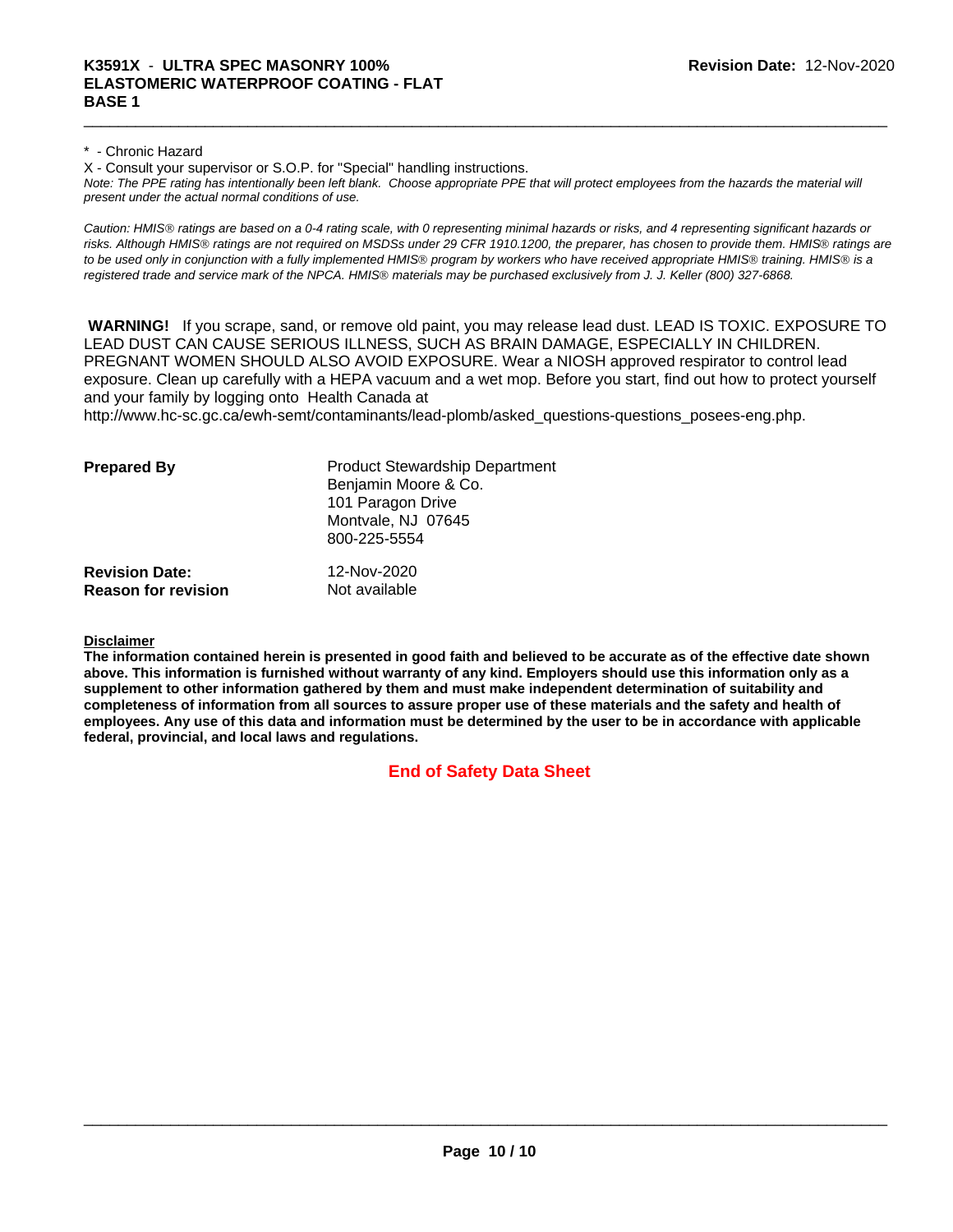\* - Chronic Hazard

X - Consult your supervisor or S.O.P. for "Special" handling instructions.

*Note: The PPE rating has intentionally been left blank. Choose appropriate PPE that will protect employees from the hazards the material will present under the actual normal conditions of use.*

*Caution: HMIS® ratings are based on a 0-4 rating scale, with 0 representing minimal hazards or risks, and 4 representing significant hazards or risks. Although HMIS® ratings are not required on MSDSs under 29 CFR 1910.1200, the preparer, has chosen to provide them. HMIS® ratings are to be used only in conjunction with a fully implemented HMIS® program by workers who have received appropriate HMIS® training. HMIS® is a registered trade and service mark of the NPCA. HMIS® materials may be purchased exclusively from J. J. Keller (800) 327-6868.*

**WARNING!** If you scrape, sand, or remove old paint, you may release lead dust. LEAD IS TOXIC. EXPOSURE TO LEAD DUST CAN CAUSE SERIOUS ILLNESS, SUCH AS BRAIN DAMAGE, ESPECIALLY IN CHILDREN. PREGNANT WOMEN SHOULD ALSO AVOID EXPOSURE. Wear a NIOSH approved respirator to control lead exposure. Clean up carefully with a HEPA vacuum and a wet mop. Before you start, find out how to protect yourself and your family by logging onto Health Canada at http://www.hc-sc.gc.ca/ewh-semt/contaminants/lead-plomb/asked_questions-questions_posees-eng.php.

| | |
|---|---|
| **Prepared By** | Product Stewardship Department<br>Benjamin Moore & Co.<br>101 Paragon Drive<br>Montvale, NJ 07645<br>800-225-5554 |
| **Revision Date:** | 12-Nov-2020 |
| **Reason for revision** | Not available |

**Disclaimer**

**The information contained herein is presented in good faith and believed to be accurate as of the effective date shown above. This information is furnished without warranty of any kind. Employers should use this information only as a supplement to other information gathered by them and must make independent determination of suitability and completeness of information from all sources to assure proper use of these materials and the safety and health of employees. Any use of this data and information must be determined by the user to be in accordance with applicable federal, provincial, and local laws and regulations.**

**End of Safety Data Sheet**